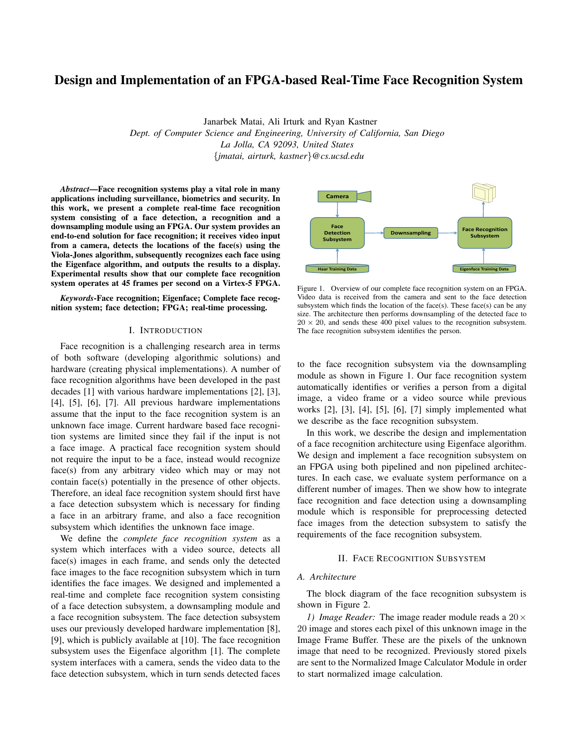# Design and Implementation of an FPGA-based Real-Time Face Recognition System

Janarbek Matai, Ali Irturk and Ryan Kastner

*Dept. of Computer Science and Engineering, University of California, San Diego*
*La Jolla, CA 92093, United States*
*{jmatai, airturk, kastner}@cs.ucsd.edu*

***Abstract*—Face recognition systems play a vital role in many applications including surveillance, biometrics and security. In this work, we present a complete real-time face recognition system consisting of a face detection, a recognition and a downsampling module using an FPGA. Our system provides an end-to-end solution for face recognition; it receives video input from a camera, detects the locations of the face(s) using the Viola-Jones algorithm, subsequently recognizes each face using the Eigenface algorithm, and outputs the results to a display. Experimental results show that our complete face recognition system operates at 45 frames per second on a Virtex-5 FPGA.**

***Keywords*-Face recognition; Eigenface; Complete face recognition system; face detection; FPGA; real-time processing.**

## I. Introduction

Face recognition is a challenging research area in terms of both software (developing algorithmic solutions) and hardware (creating physical implementations). A number of face recognition algorithms have been developed in the past decades [1] with various hardware implementations [2], [3], [4], [5], [6], [7]. All previous hardware implementations assume that the input to the face recognition system is an unknown face image. Current hardware based face recognition systems are limited since they fail if the input is not a face image. A practical face recognition system should not require the input to be a face, instead would recognize face(s) from any arbitrary video which may or may not contain face(s) potentially in the presence of other objects. Therefore, an ideal face recognition system should first have a face detection subsystem which is necessary for finding a face in an arbitrary frame, and also a face recognition subsystem which identifies the unknown face image.

We define the *complete face recognition system* as a system which interfaces with a video source, detects all face(s) images in each frame, and sends only the detected face images to the face recognition subsystem which in turn identifies the face images. We designed and implemented a real-time and complete face recognition system consisting of a face detection subsystem, a downsampling module and a face recognition subsystem. The face detection subsystem uses our previously developed hardware implementation [8], [9], which is publicly available at [10]. The face recognition subsystem uses the Eigenface algorithm [1]. The complete system interfaces with a camera, sends the video data to the face detection subsystem, which in turn sends detected faces

Camera
Face Detection Subsystem
Downsampling
Face Recognition Subsystem
Haar Training Data
Eigenface Training Data

Figure 1. Overview of our complete face recognition system on an FPGA. Video data is received from the camera and sent to the face detection subsystem which finds the location of the face(s). These face(s) can be any size. The architecture then performs downsampling of the detected face to $20 \times 20$, and sends these 400 pixel values to the recognition subsystem. The face recognition subsystem identifies the person.

to the face recognition subsystem via the downsampling module as shown in Figure 1. Our face recognition system automatically identifies or verifies a person from a digital image, a video frame or a video source while previous works [2], [3], [4], [5], [6], [7] simply implemented what we describe as the face recognition subsystem.

In this work, we describe the design and implementation of a face recognition architecture using Eigenface algorithm. We design and implement a face recognition subsystem on an FPGA using both pipelined and non pipelined architectures. In each case, we evaluate system performance on a different number of images. Then we show how to integrate face recognition and face detection using a downsampling module which is responsible for preprocessing detected face images from the detection subsystem to satisfy the requirements of the face recognition subsystem.

## II. Face Recognition Subsystem

### A. Architecture

The block diagram of the face recognition subsystem is shown in Figure 2.

*1) Image Reader:* The image reader module reads a $20 \times 20$ image and stores each pixel of this unknown image in the Image Frame Buffer. These are the pixels of the unknown image that need to be recognized. Previously stored pixels are sent to the Normalized Image Calculator Module in order to start normalized image calculation.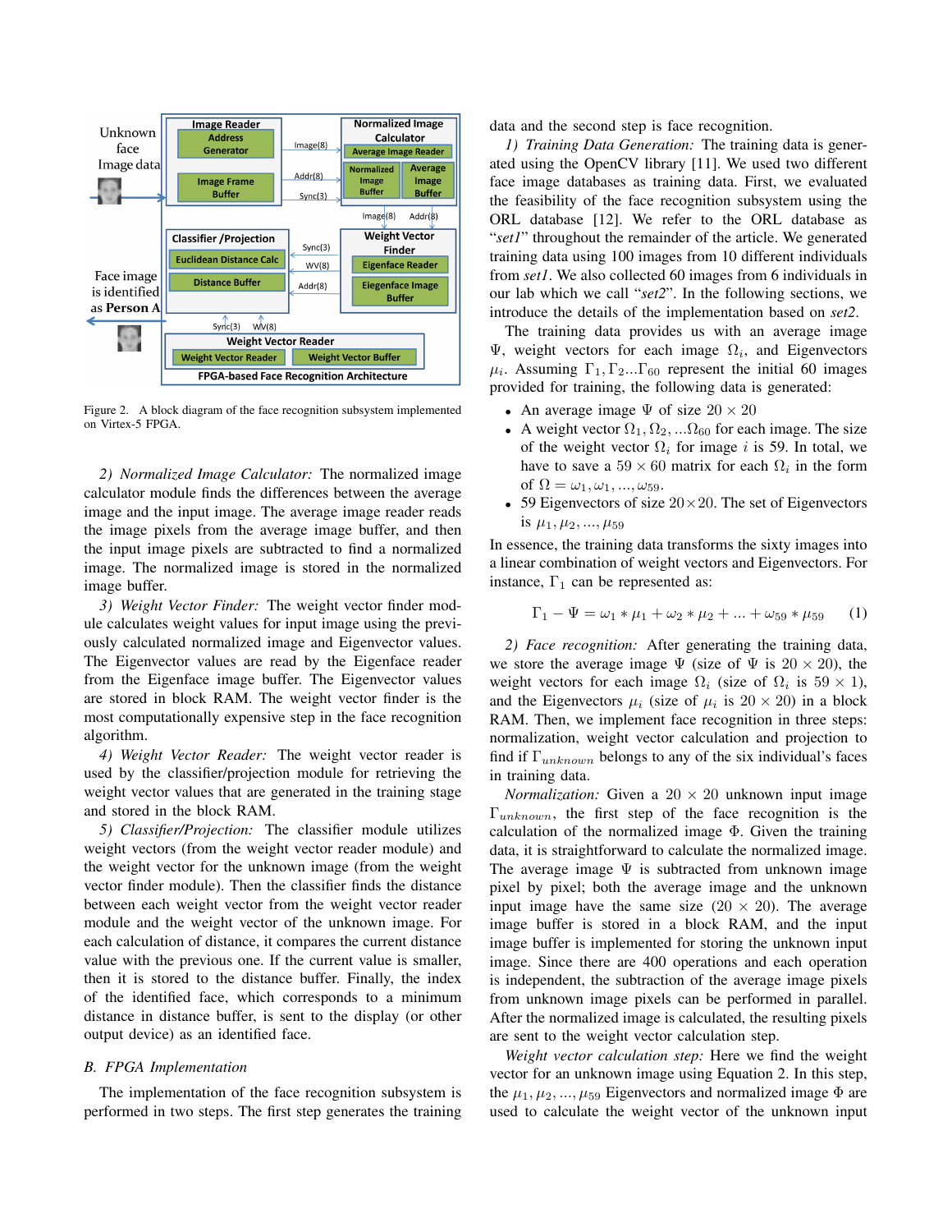Figure 2. A block diagram of the face recognition subsystem implemented on Virtex-5 FPGA.

*2) Normalized Image Calculator:* The normalized image calculator module finds the differences between the average image and the input image. The average image reader reads the image pixels from the average image buffer, and then the input image pixels are subtracted to find a normalized image. The normalized image is stored in the normalized image buffer.

*3) Weight Vector Finder:* The weight vector finder module calculates weight values for input image using the previously calculated normalized image and Eigenvector values. The Eigenvector values are read by the Eigenface reader from the Eigenface image buffer. The Eigenvector values are stored in block RAM. The weight vector finder is the most computationally expensive step in the face recognition algorithm.

*4) Weight Vector Reader:* The weight vector reader is used by the classifier/projection module for retrieving the weight vector values that are generated in the training stage and stored in the block RAM.

*5) Classifier/Projection:* The classifier module utilizes weight vectors (from the weight vector reader module) and the weight vector for the unknown image (from the weight vector finder module). Then the classifier finds the distance between each weight vector from the weight vector reader module and the weight vector of the unknown image. For each calculation of distance, it compares the current distance value with the previous one. If the current value is smaller, then it is stored to the distance buffer. Finally, the index of the identified face, which corresponds to a minimum distance in distance buffer, is sent to the display (or other output device) as an identified face.

### B. FPGA Implementation

The implementation of the face recognition subsystem is performed in two steps. The first step generates the training data and the second step is face recognition.

*1) Training Data Generation:* The training data is generated using the OpenCV library [11]. We used two different face image databases as training data. First, we evaluated the feasibility of the face recognition subsystem using the ORL database [12]. We refer to the ORL database as "*set1*" throughout the remainder of the article. We generated training data using 100 images from 10 different individuals from *set1*. We also collected 60 images from 6 individuals in our lab which we call "*set2*". In the following sections, we introduce the details of the implementation based on *set2*.

The training data provides us with an average image $\Psi$, weight vectors for each image $\Omega_i$, and Eigenvectors $\mu_i$. Assuming $\Gamma_1, \Gamma_2 ... \Gamma_{60}$ represent the initial 60 images provided for training, the following data is generated:

- An average image $\Psi$ of size $20 \times 20$
- A weight vector $\Omega_1, \Omega_2, ... \Omega_{60}$ for each image. The size of the weight vector $\Omega_i$ for image $i$ is 59. In total, we have to save a $59 \times 60$ matrix for each $\Omega_i$ in the form of $\Omega = \omega_1, \omega_1, ..., \omega_{59}$.
- 59 Eigenvectors of size $20 \times 20$. The set of Eigenvectors is $\mu_1, \mu_2, ..., \mu_{59}$

In essence, the training data transforms the sixty images into a linear combination of weight vectors and Eigenvectors. For instance, $\Gamma_1$ can be represented as:

$$\Gamma_1 - \Psi = \omega_1 * \mu_1 + \omega_2 * \mu_2 + ... + \omega_{59} * \mu_{59} \quad (1)$$

*2) Face recognition:* After generating the training data, we store the average image $\Psi$ (size of $\Psi$ is $20 \times 20$), the weight vectors for each image $\Omega_i$ (size of $\Omega_i$ is $59 \times 1$), and the Eigenvectors $\mu_i$ (size of $\mu_i$ is $20 \times 20$) in a block RAM. Then, we implement face recognition in three steps: normalization, weight vector calculation and projection to find if $\Gamma_{unknown}$ belongs to any of the six individual's faces in training data.

*Normalization:* Given a $20 \times 20$ unknown input image $\Gamma_{unknown}$, the first step of the face recognition is the calculation of the normalized image $\Phi$. Given the training data, it is straightforward to calculate the normalized image. The average image $\Psi$ is subtracted from unknown image pixel by pixel; both the average image and the unknown input image have the same size ($20 \times 20$). The average image buffer is stored in a block RAM, and the input image buffer is implemented for storing the unknown input image. Since there are 400 operations and each operation is independent, the subtraction of the average image pixels from unknown image pixels can be performed in parallel. After the normalized image is calculated, the resulting pixels are sent to the weight vector calculation step.

*Weight vector calculation step:* Here we find the weight vector for an unknown image using Equation 2. In this step, the $\mu_1, \mu_2, ..., \mu_{59}$ Eigenvectors and normalized image $\Phi$ are used to calculate the weight vector of the unknown input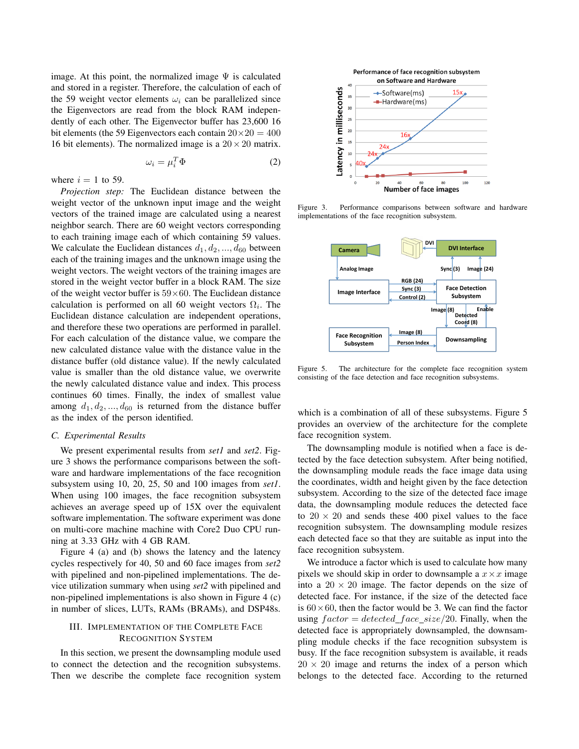image. At this point, the normalized image $\Psi$ is calculated and stored in a register. Therefore, the calculation of each of the 59 weight vector elements $\omega_i$ can be parallelized since the Eigenvectors are read from the block RAM independently of each other. The Eigenvector buffer has 23,600 16 bit elements (the 59 Eigenvectors each contain $20 \times 20 = 400$ 16 bit elements). The normalized image is a $20 \times 20$ matrix.

$$\omega_i = \mu_i^T \Phi \tag{2}$$

where $i = 1$ to 59.

*Projection step:* The Euclidean distance between the weight vector of the unknown input image and the weight vectors of the trained image are calculated using a nearest neighbor search. There are 60 weight vectors corresponding to each training image each of which containing 59 values. We calculate the Euclidean distances $d_1, d_2, ..., d_{60}$ between each of the training images and the unknown image using the weight vectors. The weight vectors of the training images are stored in the weight vector buffer in a block RAM. The size of the weight vector buffer is $59 \times 60$. The Euclidean distance calculation is performed on all 60 weight vectors $\Omega_i$. The Euclidean distance calculation are independent operations, and therefore these two operations are performed in parallel. For each calculation of the distance value, we compare the new calculated distance value with the distance value in the distance buffer (old distance value). If the newly calculated value is smaller than the old distance value, we overwrite the newly calculated distance value and index. This process continues 60 times. Finally, the index of smallest value among $d_1, d_2, ..., d_{60}$ is returned from the distance buffer as the index of the person identified.

### C. Experimental Results

We present experimental results from *set1* and *set2*. Figure 3 shows the performance comparisons between the software and hardware implementations of the face recognition subsystem using 10, 20, 25, 50 and 100 images from *set1*. When using 100 images, the face recognition subsystem achieves an average speed up of 15X over the equivalent software implementation. The software experiment was done on multi-core machine machine with Core2 Duo CPU running at 3.33 GHz with 4 GB RAM.

Figure 4 (a) and (b) shows the latency and the latency cycles respectively for 40, 50 and 60 face images from *set2* with pipelined and non-pipelined implementations. The device utilization summary when using *set2* with pipelined and non-pipelined implementations is also shown in Figure 4 (c) in number of slices, LUTs, RAMs (BRAMs), and DSP48s.

## III. Implementation of the Complete Face Recognition System

In this section, we present the downsampling module used to connect the detection and the recognition subsystems. Then we describe the complete face recognition system which is a combination of all of these subsystems. Figure 5 provides an overview of the architecture for the complete face recognition system.

Figure 3. Performance comparisons between software and hardware implementations of the face recognition subsystem.

Figure 5. The architecture for the complete face recognition system consisting of the face detection and face recognition subsystems.

The downsampling module is notified when a face is detected by the face detection subsystem. After being notified, the downsampling module reads the face image data using the coordinates, width and height given by the face detection subsystem. According to the size of the detected face image data, the downsampling module reduces the detected face to $20 \times 20$ and sends these 400 pixel values to the face recognition subsystem. The downsampling module resizes each detected face so that they are suitable as input into the face recognition subsystem.

We introduce a factor which is used to calculate how many pixels we should skip in order to downsample a $x \times x$ image into a $20 \times 20$ image. The factor depends on the size of detected face. For instance, if the size of the detected face is $60 \times 60$, then the factor would be 3. We can find the factor using $factor = detected\_face\_size/20$. Finally, when the detected face is appropriately downsampled, the downsampling module checks if the face recognition subsystem is busy. If the face recognition subsystem is available, it reads $20 \times 20$ image and returns the index of a person which belongs to the detected face. According to the returned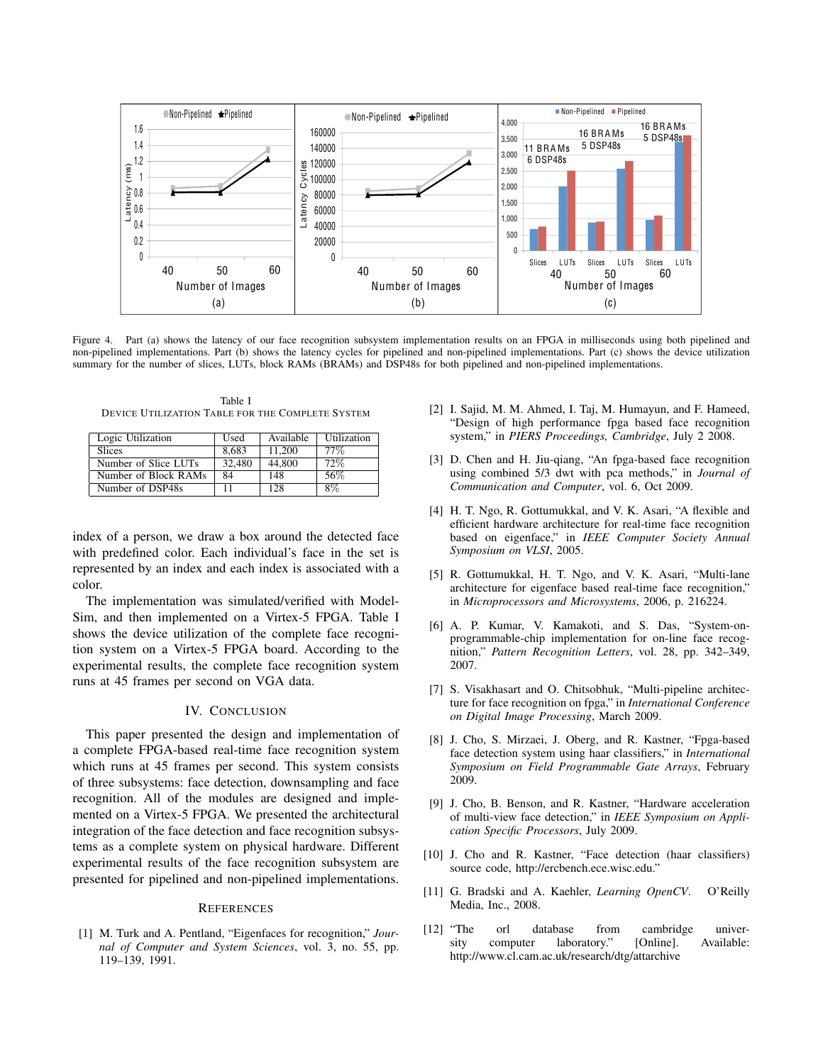Non-Pipelined Pipelined

1.6
1.4
1.2
1
0.8
0.6
0.4
0.2
0

Latency (ms)

40 50 60

Number of Images

(a)

Non-Pipelined Pipelined

160000
140000
120000
100000
80000
60000
40000
20000
0

Latency Cycles

40 50 60

Number of Images

(b)

Non-Pipelined Pipelined

4,000
3,500
3,000
2,500
2,000
1,500
1,000
500
0

11 BRAMs
6 DSP48s

16 BRAMs
5 DSP48s

16 BRAMs
5 DSP48s

Slices LUTs Slices LUTs Slices LUTs

40 50 60

Number of Images

(c)

Figure 4. Part (a) shows the latency of our face recognition subsystem implementation results on an FPGA in milliseconds using both pipelined and non-pipelined implementations. Part (b) shows the latency cycles for pipelined and non-pipelined implementations. Part (c) shows the device utilization summary for the number of slices, LUTs, block RAMs (BRAMs) and DSP48s for both pipelined and non-pipelined implementations.

Table I
DEVICE UTILIZATION TABLE FOR THE COMPLETE SYSTEM

| Logic Utilization | Used | Available | Utilization |
|---|---|---|---|
| Slices | 8,683 | 11,200 | 77% |
| Number of Slice LUTs | 32,480 | 44,800 | 72% |
| Number of Block RAMs | 84 | 148 | 56% |
| Number of DSP48s | 11 | 128 | 8% |

index of a person, we draw a box around the detected face with predefined color. Each individual's face in the set is represented by an index and each index is associated with a color.

The implementation was simulated/verified with ModelSim, and then implemented on a Virtex-5 FPGA. Table I shows the device utilization of the complete face recognition system on a Virtex-5 FPGA board. According to the experimental results, the complete face recognition system runs at 45 frames per second on VGA data.

## IV. CONCLUSION

This paper presented the design and implementation of a complete FPGA-based real-time face recognition system which runs at 45 frames per second. This system consists of three subsystems: face detection, downsampling and face recognition. All of the modules are designed and implemented on a Virtex-5 FPGA. We presented the architectural integration of the face detection and face recognition subsystems as a complete system on physical hardware. Different experimental results of the face recognition subsystem are presented for pipelined and non-pipelined implementations.

## REFERENCES

[1] M. Turk and A. Pentland, "Eigenfaces for recognition," *Journal of Computer and System Sciences*, vol. 3, no. 55, pp. 119–139, 1991.

[2] I. Sajid, M. M. Ahmed, I. Taj, M. Humayun, and F. Hameed, "Design of high performance fpga based face recognition system," in *PIERS Proceedings, Cambridge*, July 2 2008.

[3] D. Chen and H. Jiu-qiang, "An fpga-based face recognition using combined 5/3 dwt with pca methods," in *Journal of Communication and Computer*, vol. 6, Oct 2009.

[4] H. T. Ngo, R. Gottumukkal, and V. K. Asari, "A flexible and efficient hardware architecture for real-time face recognition based on eigenface," in *IEEE Computer Society Annual Symposium on VLSI*, 2005.

[5] R. Gottumukkal, H. T. Ngo, and V. K. Asari, "Multi-lane architecture for eigenface based real-time face recognition," in *Microprocessors and Microsystems*, 2006, p. 216224.

[6] A. P. Kumar, V. Kamakoti, and S. Das, "System-on-programmable-chip implementation for on-line face recognition," *Pattern Recognition Letters*, vol. 28, pp. 342–349, 2007.

[7] S. Visakhasart and O. Chitsobhuk, "Multi-pipeline architecture for face recognition on fpga," in *International Conference on Digital Image Processing*, March 2009.

[8] J. Cho, S. Mirzaei, J. Oberg, and R. Kastner, "Fpga-based face detection system using haar classifiers," in *International Symposium on Field Programmable Gate Arrays*, February 2009.

[9] J. Cho, B. Benson, and R. Kastner, "Hardware acceleration of multi-view face detection," in *IEEE Symposium on Application Specific Processors*, July 2009.

[10] J. Cho and R. Kastner, "Face detection (haar classifiers) source code, http://ercbench.ece.wisc.edu."

[11] G. Bradski and A. Kaehler, *Learning OpenCV*. O'Reilly Media, Inc., 2008.

[12] "The orl database from cambridge university computer laboratory." [Online]. Available: http://www.cl.cam.ac.uk/research/dtg/attarchive